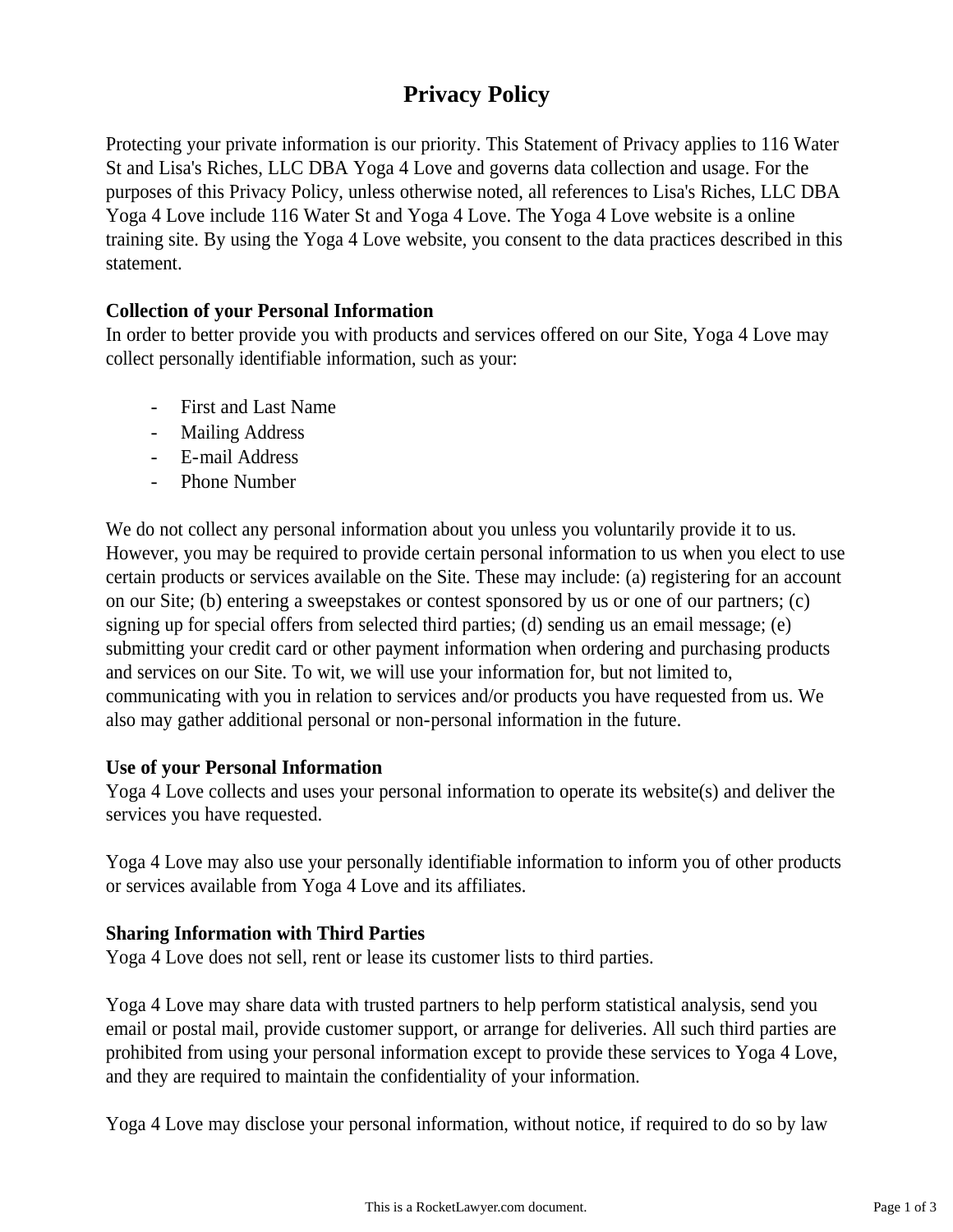# Privacy Policy

Protecting your private information is our priority. This Statement of Privacy applies to 116 Water St and Lisa's Riches, LLC DBA Yoga 4 Love and governs data collection and usage. For the purposes of this Privacy Policy, unless otherwise noted, all references to Lisa's Riches, LLC DBA Yoga 4 Love include 116 Water St and Yoga 4 Love. The Yoga 4 Love website is a online training site. By using the Yoga 4 Love website, you consent to the data practices described in this statement.

**Collection of your Personal Information**

In order to better provide you with products and services offered on our Site, Yoga 4 Love may collect personally identifiable information, such as your:

- First and Last Name
- Mailing Address
- E-mail Address
- Phone Number

We do not collect any personal information about you unless you voluntarily provide it to us. However, you may be required to provide certain personal information to us when you elect to use certain products or services available on the Site. These may include: (a) registering for an account on our Site; (b) entering a sweepstakes or contest sponsored by us or one of our partners; (c) signing up for special offers from selected third parties; (d) sending us an email message; (e) submitting your credit card or other payment information when ordering and purchasing products and services on our Site. To wit, we will use your information for, but not limited to, communicating with you in relation to services and/or products you have requested from us. We also may gather additional personal or non-personal information in the future.

**Use of your Personal Information**

Yoga 4 Love collects and uses your personal information to operate its website(s) and deliver the services you have requested.

Yoga 4 Love may also use your personally identifiable information to inform you of other products or services available from Yoga 4 Love and its affiliates.

**Sharing Information with Third Parties**

Yoga 4 Love does not sell, rent or lease its customer lists to third parties.

Yoga 4 Love may share data with trusted partners to help perform statistical analysis, send you email or postal mail, provide customer support, or arrange for deliveries. All such third parties are prohibited from using your personal information except to provide these services to Yoga 4 Love, and they are required to maintain the confidentiality of your information.

Yoga 4 Love may disclose your personal information, without notice, if required to do so by law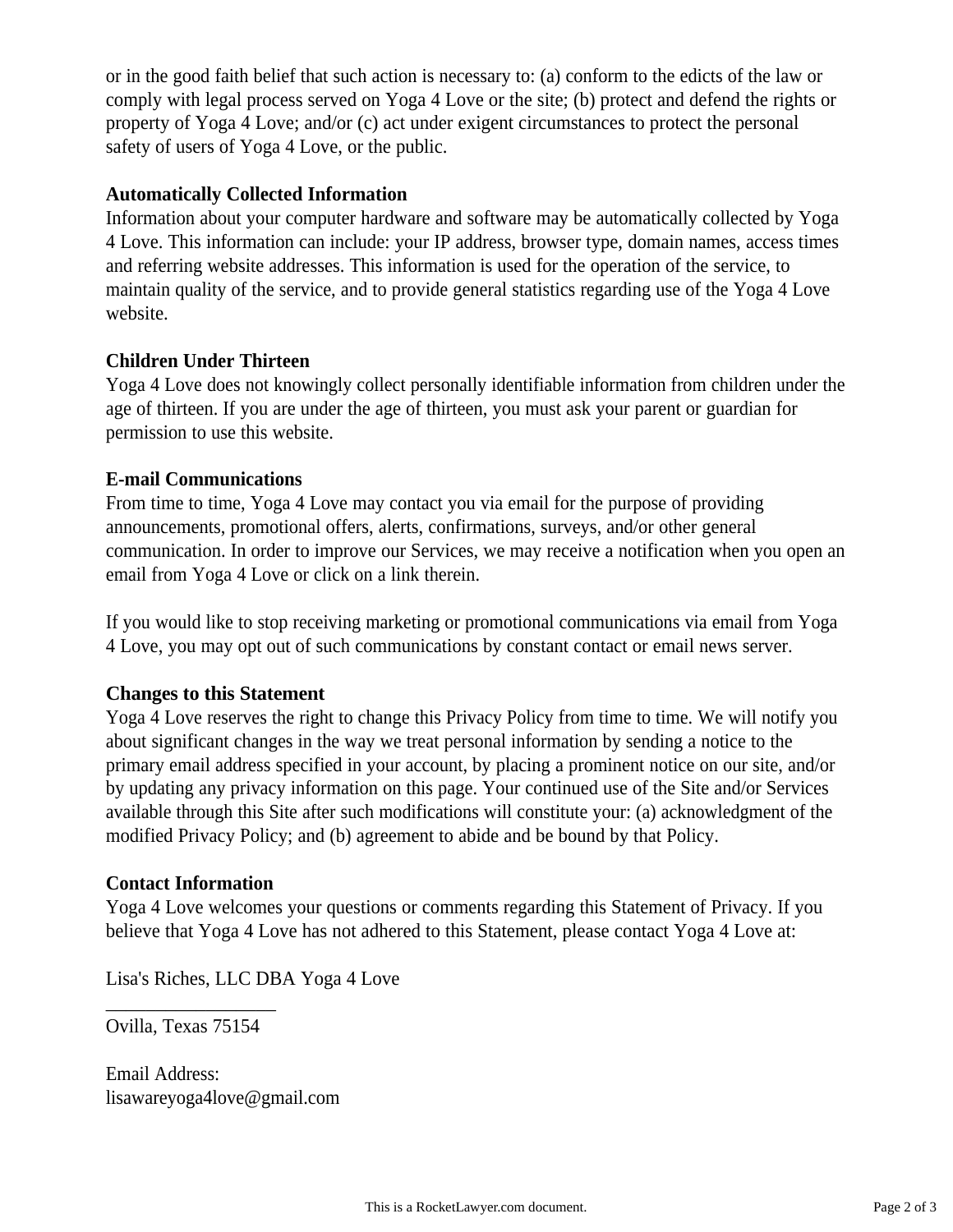or in the good faith belief that such action is necessary to: (a) conform to the edicts of the law or comply with legal process served on Yoga 4 Love or the site; (b) protect and defend the rights or property of Yoga 4 Love; and/or (c) act under exigent circumstances to protect the personal safety of users of Yoga 4 Love, or the public.

**Automatically Collected Information**

Information about your computer hardware and software may be automatically collected by Yoga 4 Love. This information can include: your IP address, browser type, domain names, access times and referring website addresses. This information is used for the operation of the service, to maintain quality of the service, and to provide general statistics regarding use of the Yoga 4 Love website.

**Children Under Thirteen**

Yoga 4 Love does not knowingly collect personally identifiable information from children under the age of thirteen. If you are under the age of thirteen, you must ask your parent or guardian for permission to use this website.

**E-mail Communications**

From time to time, Yoga 4 Love may contact you via email for the purpose of providing announcements, promotional offers, alerts, confirmations, surveys, and/or other general communication. In order to improve our Services, we may receive a notification when you open an email from Yoga 4 Love or click on a link therein.

If you would like to stop receiving marketing or promotional communications via email from Yoga 4 Love, you may opt out of such communications by constant contact or email news server.

**Changes to this Statement**

Yoga 4 Love reserves the right to change this Privacy Policy from time to time. We will notify you about significant changes in the way we treat personal information by sending a notice to the primary email address specified in your account, by placing a prominent notice on our site, and/or by updating any privacy information on this page. Your continued use of the Site and/or Services available through this Site after such modifications will constitute your: (a) acknowledgment of the modified Privacy Policy; and (b) agreement to abide and be bound by that Policy.

**Contact Information**

Yoga 4 Love welcomes your questions or comments regarding this Statement of Privacy. If you believe that Yoga 4 Love has not adhered to this Statement, please contact Yoga 4 Love at:

Lisa's Riches, LLC DBA Yoga 4 Love
__________________
Ovilla, Texas 75154

Email Address:
lisawareyoga4love@gmail.com

This is a RocketLawyer.com document.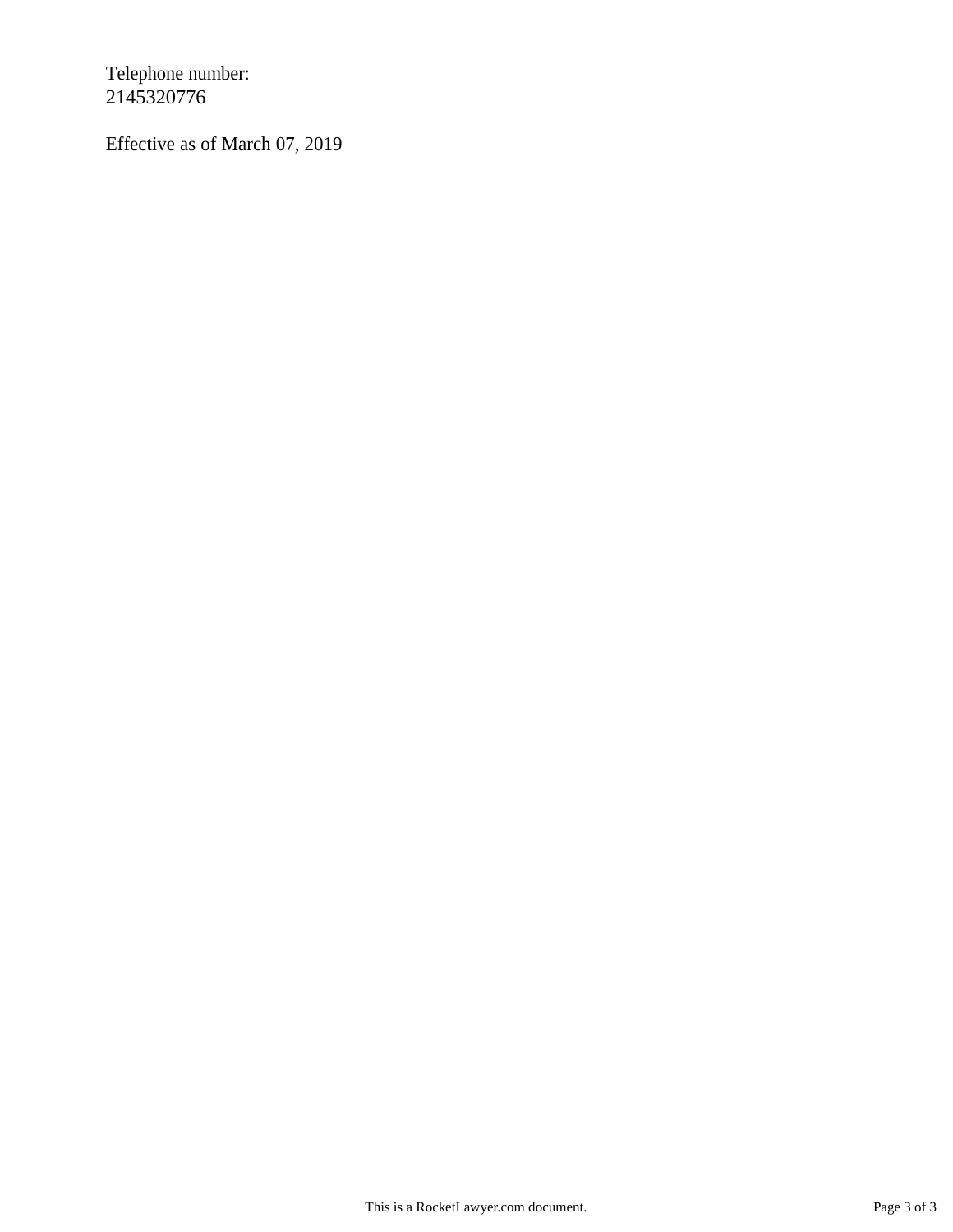Telephone number:
2145320776

Effective as of March 07, 2019